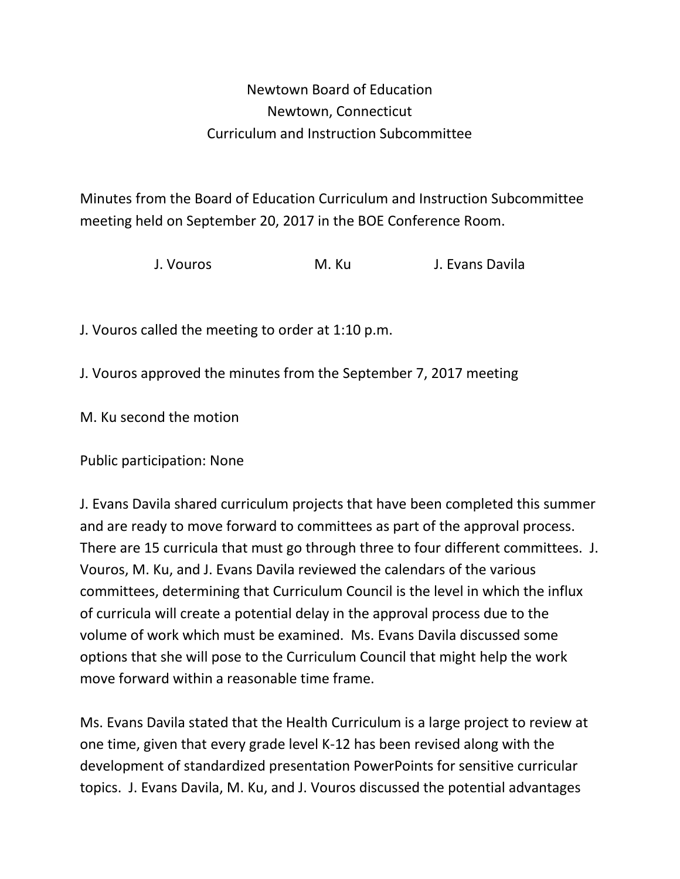Newtown Board of Education
Newtown, Connecticut
Curriculum and Instruction Subcommittee

Minutes from the Board of Education Curriculum and Instruction Subcommittee meeting held on September 20, 2017 in the BOE Conference Room.

J. Vouros M. Ku J. Evans Davila

J. Vouros called the meeting to order at 1:10 p.m.

J. Vouros approved the minutes from the September 7, 2017 meeting

M. Ku second the motion

Public participation: None

J. Evans Davila shared curriculum projects that have been completed this summer and are ready to move forward to committees as part of the approval process. There are 15 curricula that must go through three to four different committees. J. Vouros, M. Ku, and J. Evans Davila reviewed the calendars of the various committees, determining that Curriculum Council is the level in which the influx of curricula will create a potential delay in the approval process due to the volume of work which must be examined. Ms. Evans Davila discussed some options that she will pose to the Curriculum Council that might help the work move forward within a reasonable time frame.

Ms. Evans Davila stated that the Health Curriculum is a large project to review at one time, given that every grade level K-12 has been revised along with the development of standardized presentation PowerPoints for sensitive curricular topics. J. Evans Davila, M. Ku, and J. Vouros discussed the potential advantages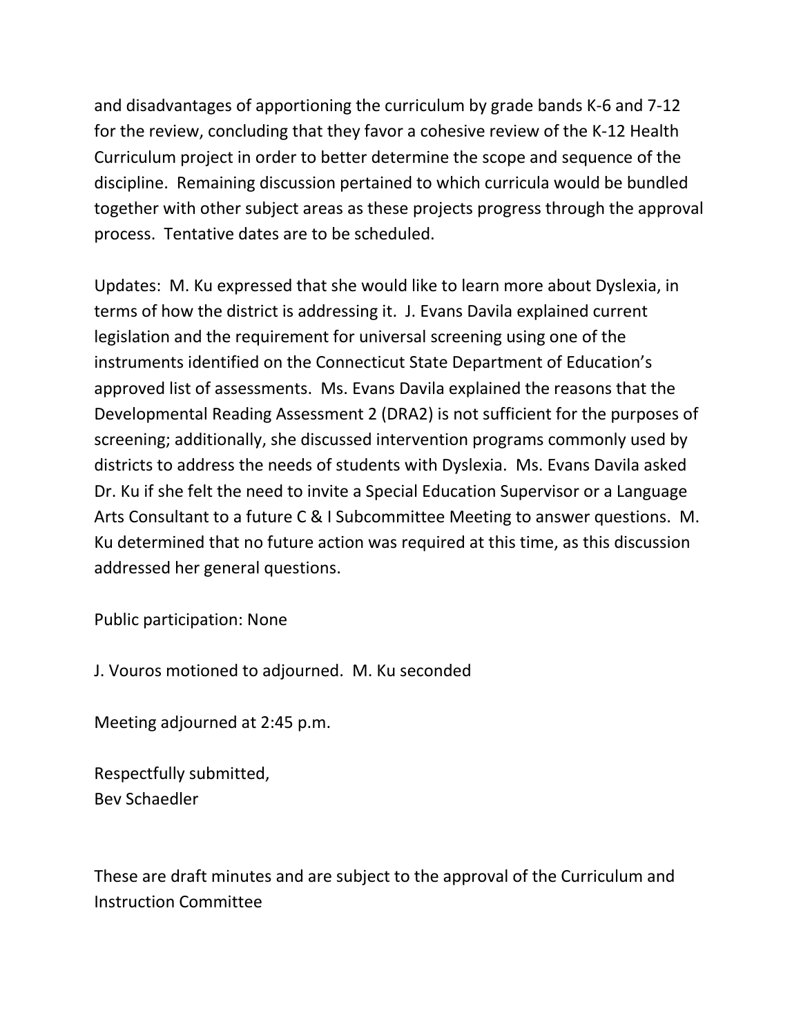and disadvantages of apportioning the curriculum by grade bands K-6 and 7-12 for the review, concluding that they favor a cohesive review of the K-12 Health Curriculum project in order to better determine the scope and sequence of the discipline. Remaining discussion pertained to which curricula would be bundled together with other subject areas as these projects progress through the approval process. Tentative dates are to be scheduled.

Updates: M. Ku expressed that she would like to learn more about Dyslexia, in terms of how the district is addressing it. J. Evans Davila explained current legislation and the requirement for universal screening using one of the instruments identified on the Connecticut State Department of Education's approved list of assessments. Ms. Evans Davila explained the reasons that the Developmental Reading Assessment 2 (DRA2) is not sufficient for the purposes of screening; additionally, she discussed intervention programs commonly used by districts to address the needs of students with Dyslexia. Ms. Evans Davila asked Dr. Ku if she felt the need to invite a Special Education Supervisor or a Language Arts Consultant to a future C & I Subcommittee Meeting to answer questions. M. Ku determined that no future action was required at this time, as this discussion addressed her general questions.

Public participation: None

J. Vouros motioned to adjourned. M. Ku seconded

Meeting adjourned at 2:45 p.m.

Respectfully submitted,
Bev Schaedler

These are draft minutes and are subject to the approval of the Curriculum and Instruction Committee